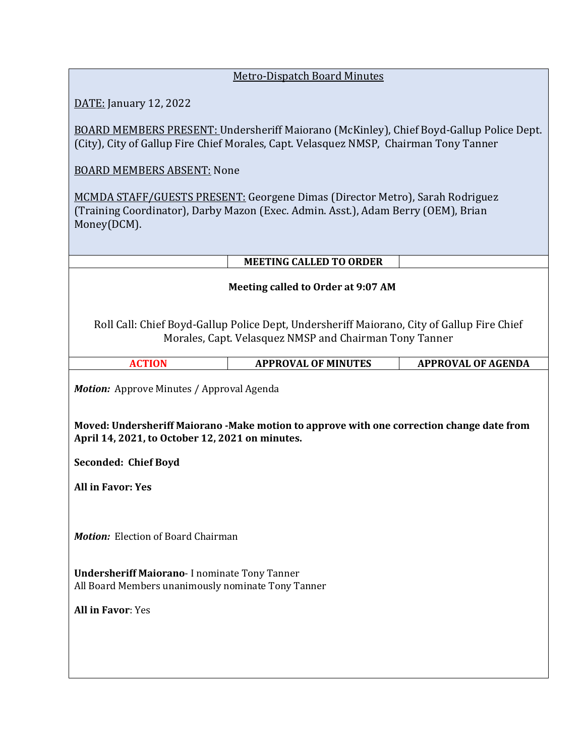## Metro-Dispatch Board Minutes

DATE: January 12, 2022

BOARD MEMBERS PRESENT: Undersheriff Maiorano (McKinley), Chief Boyd-Gallup Police Dept. (City), City of Gallup Fire Chief Morales, Capt. Velasquez NMSP, Chairman Tony Tanner

BOARD MEMBERS ABSENT: None

MCMDA STAFF/GUESTS PRESENT: Georgene Dimas (Director Metro), Sarah Rodriguez (Training Coordinator), Darby Mazon (Exec. Admin. Asst.), Adam Berry (OEM), Brian Money(DCM).

| | MEETING CALLED TO ORDER | |
|---|---|---|

**Meeting called to Order at 9:07 AM**

Roll Call: Chief Boyd-Gallup Police Dept, Undersheriff Maiorano, City of Gallup Fire Chief Morales, Capt. Velasquez NMSP and Chairman Tony Tanner

| ACTION | APPROVAL OF MINUTES | APPROVAL OF AGENDA |
|---|---|---|

***Motion:*** Approve Minutes / Approval Agenda

**Moved: Undersheriff Maiorano -Make motion to approve with one correction change date from April 14, 2021, to October 12, 2021 on minutes.**

**Seconded: Chief Boyd**

**All in Favor: Yes**

***Motion:*** Election of Board Chairman

**Undersheriff Maiorano**- I nominate Tony Tanner
All Board Members unanimously nominate Tony Tanner

**All in Favor**: Yes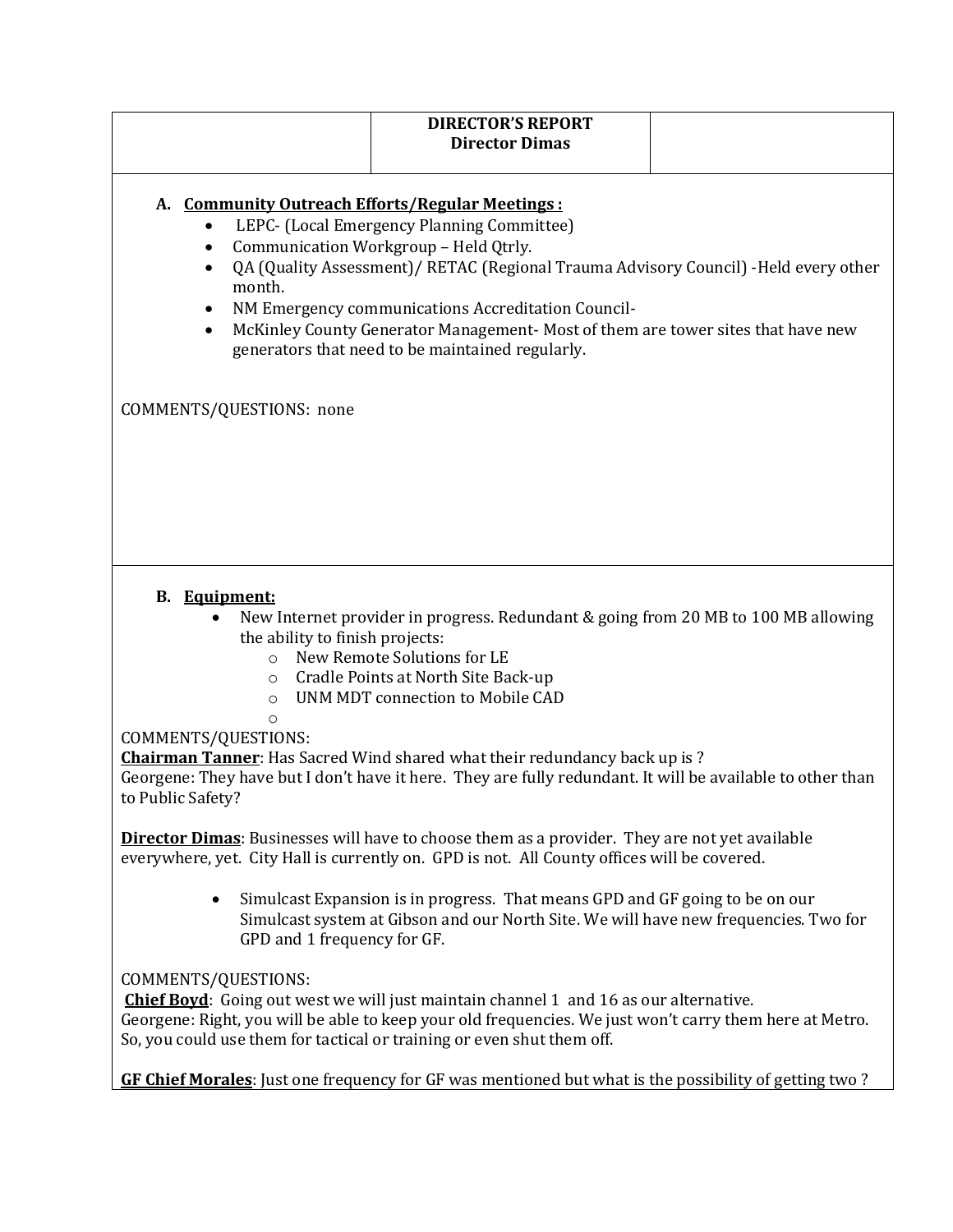| | **DIRECTOR'S REPORT**<br>**Director Dimas** | |
|---|---|---|

A. **Community Outreach Efforts/Regular Meetings :**

- LEPC- (Local Emergency Planning Committee)
- Communication Workgroup – Held Qtrly.
- QA (Quality Assessment)/ RETAC (Regional Trauma Advisory Council) -Held every other month.
- NM Emergency communications Accreditation Council-
- McKinley County Generator Management- Most of them are tower sites that have new generators that need to be maintained regularly.

COMMENTS/QUESTIONS: none

B. **Equipment:**

- New Internet provider in progress. Redundant & going from 20 MB to 100 MB allowing the ability to finish projects:
    - New Remote Solutions for LE
    - Cradle Points at North Site Back-up
    - UNM MDT connection to Mobile CAD

COMMENTS/QUESTIONS:
**Chairman Tanner**: Has Sacred Wind shared what their redundancy back up is ?
Georgene: They have but I don't have it here. They are fully redundant. It will be available to other than to Public Safety?

**Director Dimas**: Businesses will have to choose them as a provider. They are not yet available everywhere, yet. City Hall is currently on. GPD is not. All County offices will be covered.

- Simulcast Expansion is in progress. That means GPD and GF going to be on our Simulcast system at Gibson and our North Site. We will have new frequencies. Two for GPD and 1 frequency for GF.

COMMENTS/QUESTIONS:
**Chief Boyd**: Going out west we will just maintain channel 1 and 16 as our alternative.
Georgene: Right, you will be able to keep your old frequencies. We just won't carry them here at Metro. So, you could use them for tactical or training or even shut them off.

**GF Chief Morales**: Just one frequency for GF was mentioned but what is the possibility of getting two ?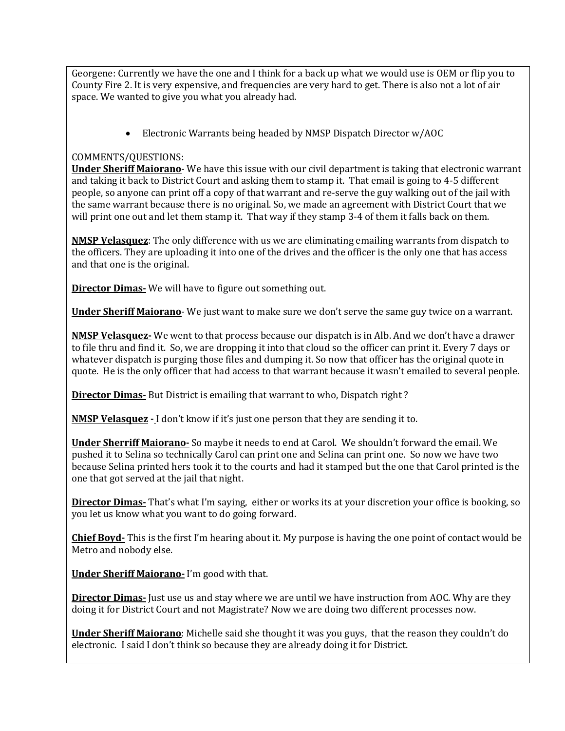Georgene: Currently we have the one and I think for a back up what we would use is OEM or flip you to County Fire 2. It is very expensive, and frequencies are very hard to get. There is also not a lot of air space. We wanted to give you what you already had.

- Electronic Warrants being headed by NMSP Dispatch Director w/AOC

COMMENTS/QUESTIONS:

**Under Sheriff Maiorano**- We have this issue with our civil department is taking that electronic warrant and taking it back to District Court and asking them to stamp it. That email is going to 4-5 different people, so anyone can print off a copy of that warrant and re-serve the guy walking out of the jail with the same warrant because there is no original. So, we made an agreement with District Court that we will print one out and let them stamp it. That way if they stamp 3-4 of them it falls back on them.

**NMSP Velasquez**: The only difference with us we are eliminating emailing warrants from dispatch to the officers. They are uploading it into one of the drives and the officer is the only one that has access and that one is the original.

**Director Dimas-** We will have to figure out something out.

**Under Sheriff Maiorano**- We just want to make sure we don't serve the same guy twice on a warrant.

**NMSP Velasquez-** We went to that process because our dispatch is in Alb. And we don't have a drawer to file thru and find it. So, we are dropping it into that cloud so the officer can print it. Every 7 days or whatever dispatch is purging those files and dumping it. So now that officer has the original quote in quote. He is the only officer that had access to that warrant because it wasn't emailed to several people.

**Director Dimas-** But District is emailing that warrant to who, Dispatch right ?

**NMSP Velasquez -** I don't know if it's just one person that they are sending it to.

**Under Sherriff Maiorano-** So maybe it needs to end at Carol. We shouldn't forward the email. We pushed it to Selina so technically Carol can print one and Selina can print one. So now we have two because Selina printed hers took it to the courts and had it stamped but the one that Carol printed is the one that got served at the jail that night.

**Director Dimas-** That's what I'm saying, either or works its at your discretion your office is booking, so you let us know what you want to do going forward.

**Chief Boyd-** This is the first I'm hearing about it. My purpose is having the one point of contact would be Metro and nobody else.

**Under Sheriff Maiorano-** I'm good with that.

**Director Dimas-** Just use us and stay where we are until we have instruction from AOC. Why are they doing it for District Court and not Magistrate? Now we are doing two different processes now.

**Under Sheriff Maiorano**: Michelle said she thought it was you guys, that the reason they couldn't do electronic. I said I don't think so because they are already doing it for District.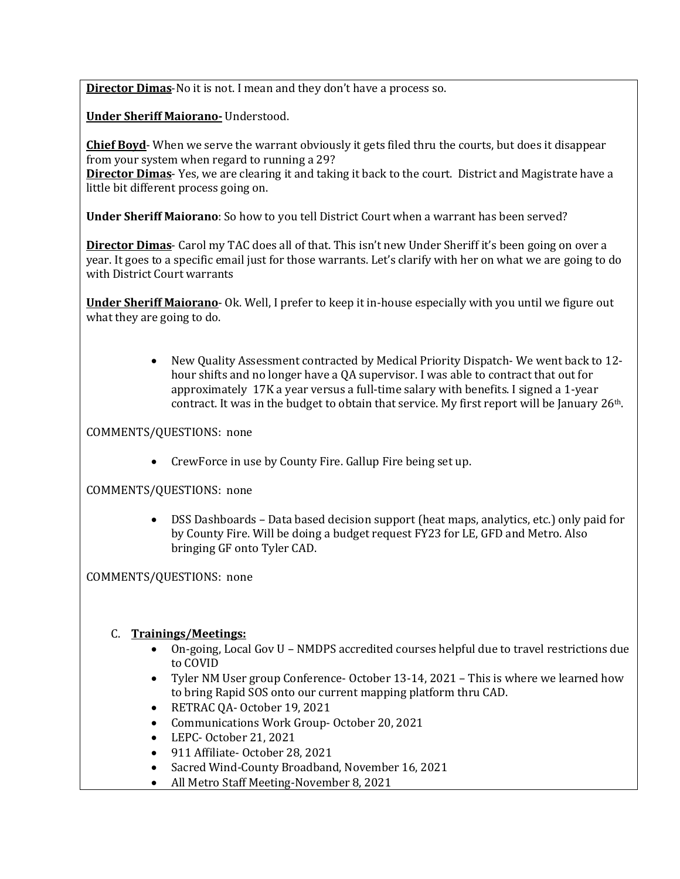**Director Dimas**-No it is not. I mean and they don't have a process so.

**Under Sheriff Maiorano-** Understood.

**Chief Boyd**- When we serve the warrant obviously it gets filed thru the courts, but does it disappear from your system when regard to running a 29?
**Director Dimas**- Yes, we are clearing it and taking it back to the court. District and Magistrate have a little bit different process going on.

**Under Sheriff Maiorano**: So how to you tell District Court when a warrant has been served?

**Director Dimas**- Carol my TAC does all of that. This isn't new Under Sheriff it's been going on over a year. It goes to a specific email just for those warrants. Let's clarify with her on what we are going to do with District Court warrants

**Under Sheriff Maiorano**- Ok. Well, I prefer to keep it in-house especially with you until we figure out what they are going to do.

- New Quality Assessment contracted by Medical Priority Dispatch- We went back to 12-hour shifts and no longer have a QA supervisor. I was able to contract that out for approximately 17K a year versus a full-time salary with benefits. I signed a 1-year contract. It was in the budget to obtain that service. My first report will be January 26th.

COMMENTS/QUESTIONS: none

- CrewForce in use by County Fire. Gallup Fire being set up.

COMMENTS/QUESTIONS: none

- DSS Dashboards – Data based decision support (heat maps, analytics, etc.) only paid for by County Fire. Will be doing a budget request FY23 for LE, GFD and Metro. Also bringing GF onto Tyler CAD.

COMMENTS/QUESTIONS: none

C. **Trainings/Meetings:**
- On-going, Local Gov U – NMDPS accredited courses helpful due to travel restrictions due to COVID
- Tyler NM User group Conference- October 13-14, 2021 – This is where we learned how to bring Rapid SOS onto our current mapping platform thru CAD.
- RETRAC QA- October 19, 2021
- Communications Work Group- October 20, 2021
- LEPC- October 21, 2021
- 911 Affiliate- October 28, 2021
- Sacred Wind-County Broadband, November 16, 2021
- All Metro Staff Meeting-November 8, 2021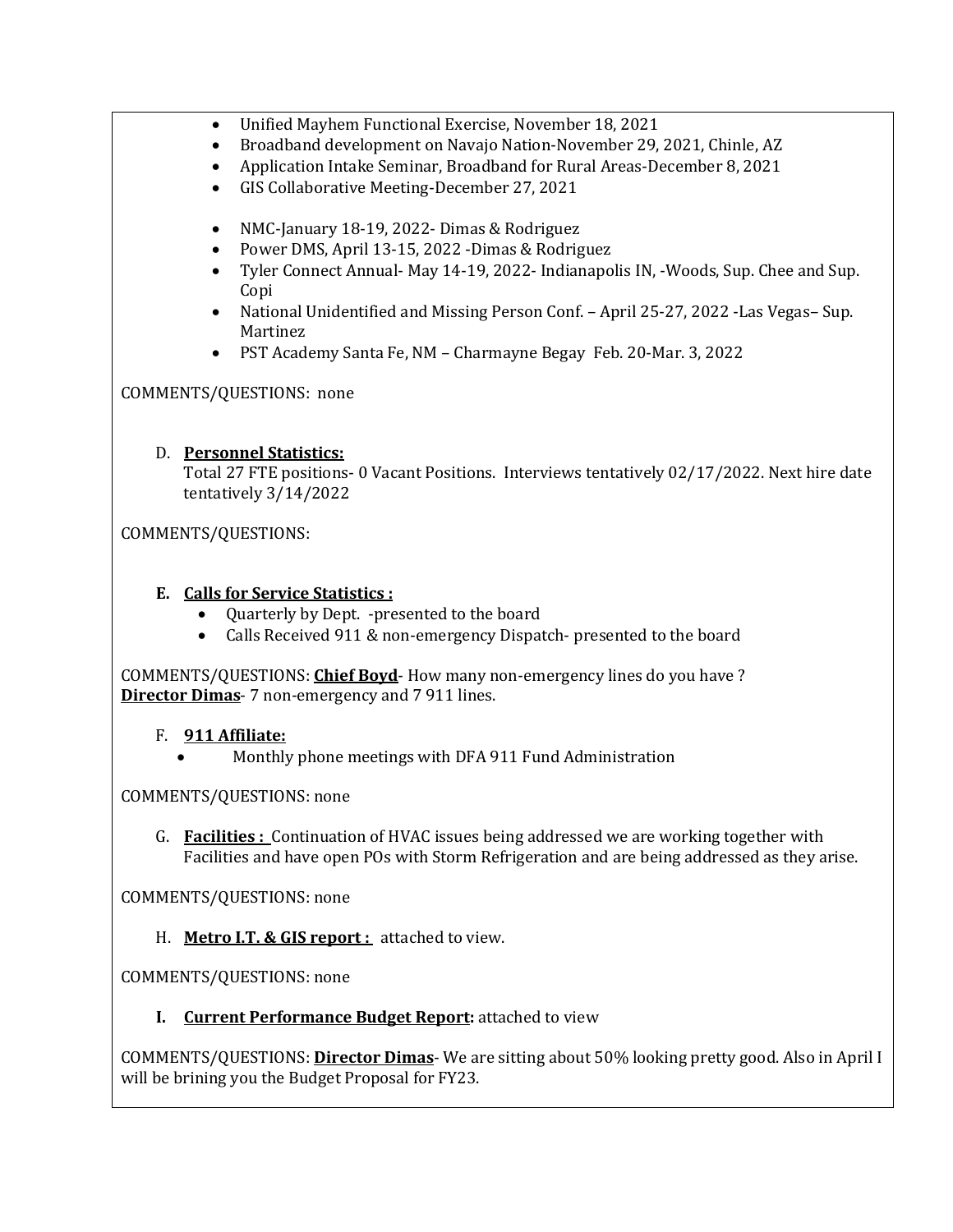- Unified Mayhem Functional Exercise, November 18, 2021
- Broadband development on Navajo Nation-November 29, 2021, Chinle, AZ
- Application Intake Seminar, Broadband for Rural Areas-December 8, 2021
- GIS Collaborative Meeting-December 27, 2021

- NMC-January 18-19, 2022- Dimas & Rodriguez
- Power DMS, April 13-15, 2022 -Dimas & Rodriguez
- Tyler Connect Annual- May 14-19, 2022- Indianapolis IN, -Woods, Sup. Chee and Sup. Copi
- National Unidentified and Missing Person Conf. – April 25-27, 2022 -Las Vegas– Sup. Martinez
- PST Academy Santa Fe, NM – Charmayne Begay Feb. 20-Mar. 3, 2022

COMMENTS/QUESTIONS: none

D. **Personnel Statistics:**
Total 27 FTE positions- 0 Vacant Positions. Interviews tentatively 02/17/2022. Next hire date tentatively 3/14/2022

COMMENTS/QUESTIONS:

**E. Calls for Service Statistics :**

- Quarterly by Dept. -presented to the board
- Calls Received 911 & non-emergency Dispatch- presented to the board

COMMENTS/QUESTIONS: **Chief Boyd**- How many non-emergency lines do you have ?
**Director Dimas**- 7 non-emergency and 7 911 lines.

F. **911 Affiliate:**

- Monthly phone meetings with DFA 911 Fund Administration

COMMENTS/QUESTIONS: none

G. **Facilities :** Continuation of HVAC issues being addressed we are working together with Facilities and have open POs with Storm Refrigeration and are being addressed as they arise.

COMMENTS/QUESTIONS: none

H. **Metro I.T. & GIS report :** attached to view.

COMMENTS/QUESTIONS: none

**I. Current Performance Budget Report:** attached to view

COMMENTS/QUESTIONS: **Director Dimas**- We are sitting about 50% looking pretty good. Also in April I will be brining you the Budget Proposal for FY23.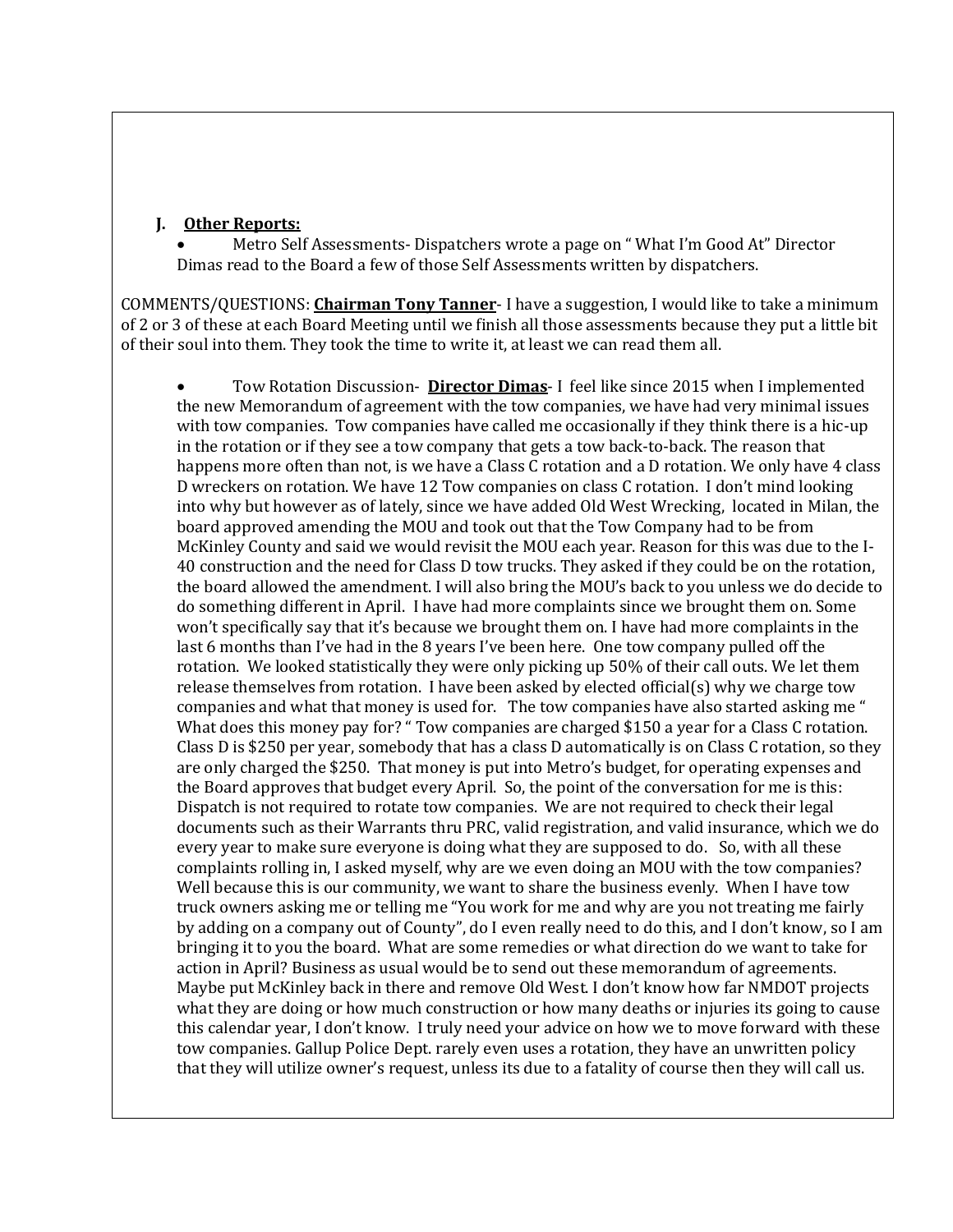**J. <u>Other Reports:</u>**

- Metro Self Assessments- Dispatchers wrote a page on " What I'm Good At" Director Dimas read to the Board a few of those Self Assessments written by dispatchers.

COMMENTS/QUESTIONS: **<u>Chairman Tony Tanner</u>**- I have a suggestion, I would like to take a minimum of 2 or 3 of these at each Board Meeting until we finish all those assessments because they put a little bit of their soul into them. They took the time to write it, at least we can read them all.

- Tow Rotation Discussion- **<u>Director Dimas</u>**- I feel like since 2015 when I implemented the new Memorandum of agreement with the tow companies, we have had very minimal issues with tow companies. Tow companies have called me occasionally if they think there is a hic-up in the rotation or if they see a tow company that gets a tow back-to-back. The reason that happens more often than not, is we have a Class C rotation and a D rotation. We only have 4 class D wreckers on rotation. We have 12 Tow companies on class C rotation. I don't mind looking into why but however as of lately, since we have added Old West Wrecking, located in Milan, the board approved amending the MOU and took out that the Tow Company had to be from McKinley County and said we would revisit the MOU each year. Reason for this was due to the I-40 construction and the need for Class D tow trucks. They asked if they could be on the rotation, the board allowed the amendment. I will also bring the MOU's back to you unless we do decide to do something different in April. I have had more complaints since we brought them on. Some won't specifically say that it's because we brought them on. I have had more complaints in the last 6 months than I've had in the 8 years I've been here. One tow company pulled off the rotation. We looked statistically they were only picking up 50% of their call outs. We let them release themselves from rotation. I have been asked by elected official(s) why we charge tow companies and what that money is used for. The tow companies have also started asking me " What does this money pay for? " Tow companies are charged $150 a year for a Class C rotation. Class D is $250 per year, somebody that has a class D automatically is on Class C rotation, so they are only charged the $250. That money is put into Metro's budget, for operating expenses and the Board approves that budget every April. So, the point of the conversation for me is this: Dispatch is not required to rotate tow companies. We are not required to check their legal documents such as their Warrants thru PRC, valid registration, and valid insurance, which we do every year to make sure everyone is doing what they are supposed to do. So, with all these complaints rolling in, I asked myself, why are we even doing an MOU with the tow companies? Well because this is our community, we want to share the business evenly. When I have tow truck owners asking me or telling me "You work for me and why are you not treating me fairly by adding on a company out of County", do I even really need to do this, and I don't know, so I am bringing it to you the board. What are some remedies or what direction do we want to take for action in April? Business as usual would be to send out these memorandum of agreements. Maybe put McKinley back in there and remove Old West. I don't know how far NMDOT projects what they are doing or how much construction or how many deaths or injuries its going to cause this calendar year, I don't know. I truly need your advice on how we to move forward with these tow companies. Gallup Police Dept. rarely even uses a rotation, they have an unwritten policy that they will utilize owner's request, unless its due to a fatality of course then they will call us.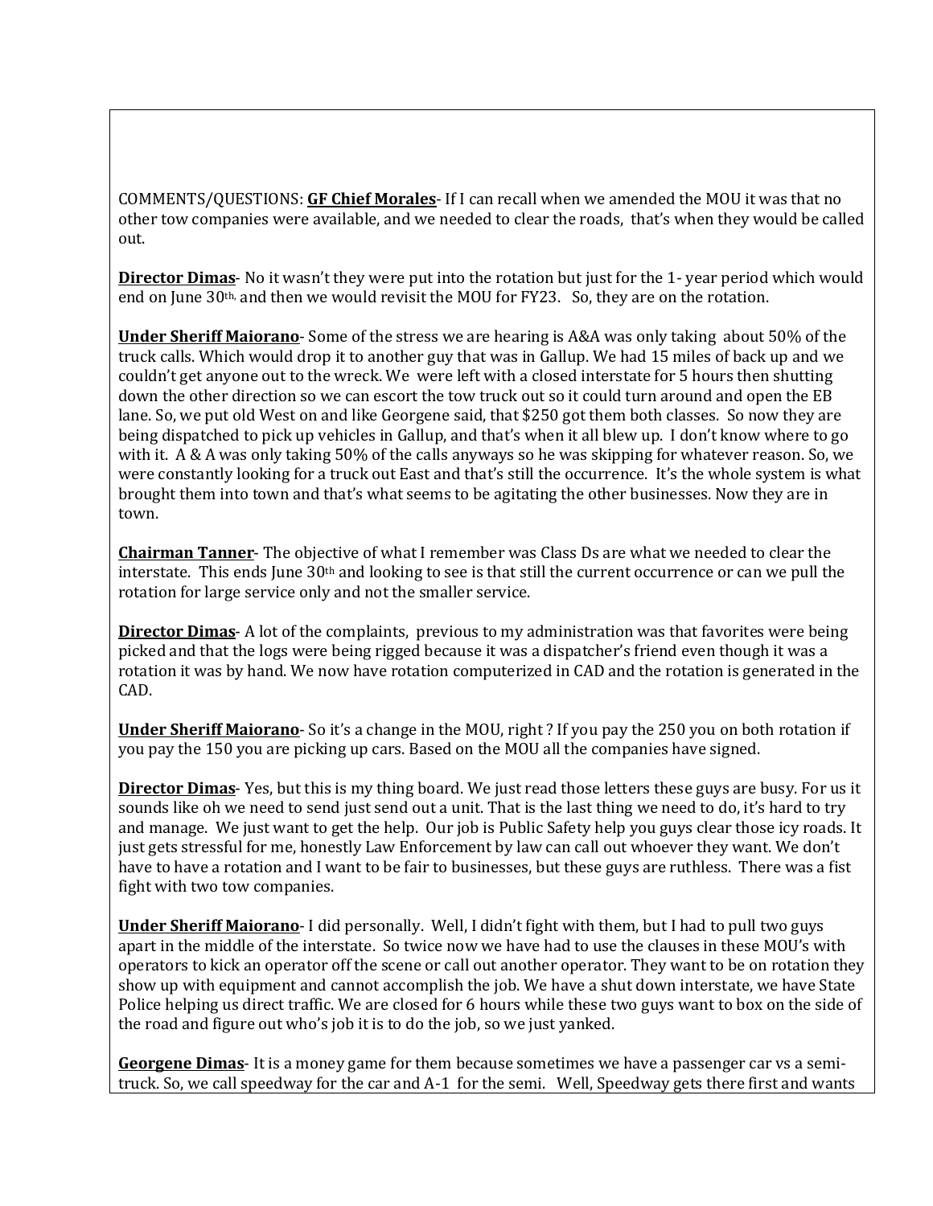COMMENTS/QUESTIONS: **GF Chief Morales**- If I can recall when we amended the MOU it was that no other tow companies were available, and we needed to clear the roads, that's when they would be called out.

**Director Dimas**- No it wasn't they were put into the rotation but just for the 1- year period which would end on June 30th, and then we would revisit the MOU for FY23. So, they are on the rotation.

**Under Sheriff Maiorano**- Some of the stress we are hearing is A&A was only taking about 50% of the truck calls. Which would drop it to another guy that was in Gallup. We had 15 miles of back up and we couldn't get anyone out to the wreck. We were left with a closed interstate for 5 hours then shutting down the other direction so we can escort the tow truck out so it could turn around and open the EB lane. So, we put old West on and like Georgene said, that $250 got them both classes. So now they are being dispatched to pick up vehicles in Gallup, and that's when it all blew up. I don't know where to go with it. A & A was only taking 50% of the calls anyways so he was skipping for whatever reason. So, we were constantly looking for a truck out East and that's still the occurrence. It's the whole system is what brought them into town and that's what seems to be agitating the other businesses. Now they are in town.

**Chairman Tanner**- The objective of what I remember was Class Ds are what we needed to clear the interstate. This ends June 30th and looking to see is that still the current occurrence or can we pull the rotation for large service only and not the smaller service.

**Director Dimas**- A lot of the complaints, previous to my administration was that favorites were being picked and that the logs were being rigged because it was a dispatcher's friend even though it was a rotation it was by hand. We now have rotation computerized in CAD and the rotation is generated in the CAD.

**Under Sheriff Maiorano**- So it's a change in the MOU, right ? If you pay the 250 you on both rotation if you pay the 150 you are picking up cars. Based on the MOU all the companies have signed.

**Director Dimas**- Yes, but this is my thing board. We just read those letters these guys are busy. For us it sounds like oh we need to send just send out a unit. That is the last thing we need to do, it's hard to try and manage. We just want to get the help. Our job is Public Safety help you guys clear those icy roads. It just gets stressful for me, honestly Law Enforcement by law can call out whoever they want. We don't have to have a rotation and I want to be fair to businesses, but these guys are ruthless. There was a fist fight with two tow companies.

**Under Sheriff Maiorano**- I did personally. Well, I didn't fight with them, but I had to pull two guys apart in the middle of the interstate. So twice now we have had to use the clauses in these MOU's with operators to kick an operator off the scene or call out another operator. They want to be on rotation they show up with equipment and cannot accomplish the job. We have a shut down interstate, we have State Police helping us direct traffic. We are closed for 6 hours while these two guys want to box on the side of the road and figure out who's job it is to do the job, so we just yanked.

**Georgene Dimas**- It is a money game for them because sometimes we have a passenger car vs a semi-truck. So, we call speedway for the car and A-1 for the semi. Well, Speedway gets there first and wants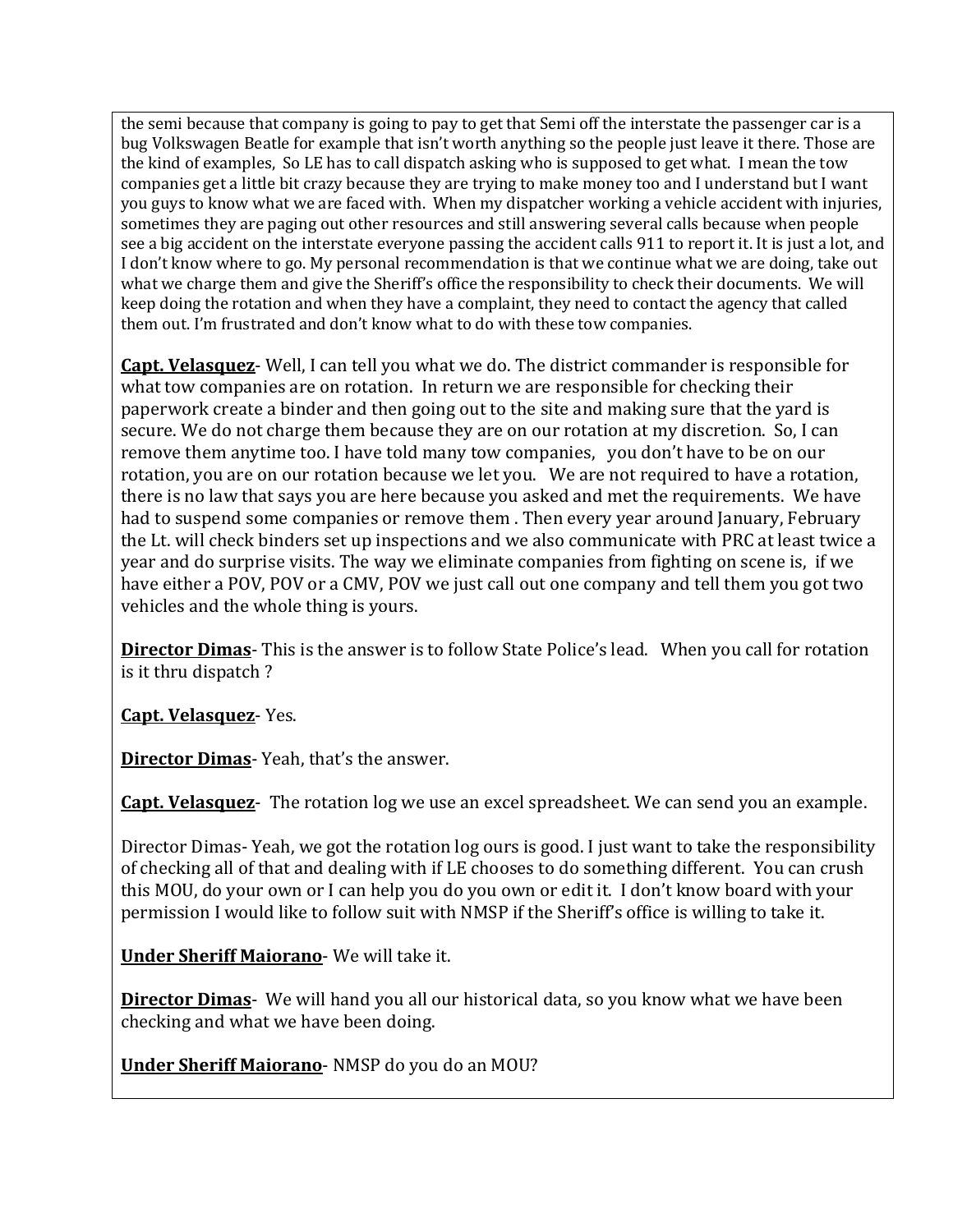the semi because that company is going to pay to get that Semi off the interstate the passenger car is a bug Volkswagen Beatle for example that isn't worth anything so the people just leave it there. Those are the kind of examples, So LE has to call dispatch asking who is supposed to get what. I mean the tow companies get a little bit crazy because they are trying to make money too and I understand but I want you guys to know what we are faced with. When my dispatcher working a vehicle accident with injuries, sometimes they are paging out other resources and still answering several calls because when people see a big accident on the interstate everyone passing the accident calls 911 to report it. It is just a lot, and I don't know where to go. My personal recommendation is that we continue what we are doing, take out what we charge them and give the Sheriff's office the responsibility to check their documents. We will keep doing the rotation and when they have a complaint, they need to contact the agency that called them out. I'm frustrated and don't know what to do with these tow companies.

**Capt. Velasquez**- Well, I can tell you what we do. The district commander is responsible for what tow companies are on rotation. In return we are responsible for checking their paperwork create a binder and then going out to the site and making sure that the yard is secure. We do not charge them because they are on our rotation at my discretion. So, I can remove them anytime too. I have told many tow companies, you don't have to be on our rotation, you are on our rotation because we let you. We are not required to have a rotation, there is no law that says you are here because you asked and met the requirements. We have had to suspend some companies or remove them . Then every year around January, February the Lt. will check binders set up inspections and we also communicate with PRC at least twice a year and do surprise visits. The way we eliminate companies from fighting on scene is, if we have either a POV, POV or a CMV, POV we just call out one company and tell them you got two vehicles and the whole thing is yours.

**Director Dimas**- This is the answer is to follow State Police's lead. When you call for rotation is it thru dispatch ?

**Capt. Velasquez**- Yes.

**Director Dimas**- Yeah, that's the answer.

**Capt. Velasquez**- The rotation log we use an excel spreadsheet. We can send you an example.

Director Dimas- Yeah, we got the rotation log ours is good. I just want to take the responsibility of checking all of that and dealing with if LE chooses to do something different. You can crush this MOU, do your own or I can help you do you own or edit it. I don't know board with your permission I would like to follow suit with NMSP if the Sheriff's office is willing to take it.

**Under Sheriff Maiorano**- We will take it.

**Director Dimas**- We will hand you all our historical data, so you know what we have been checking and what we have been doing.

**Under Sheriff Maiorano**- NMSP do you do an MOU?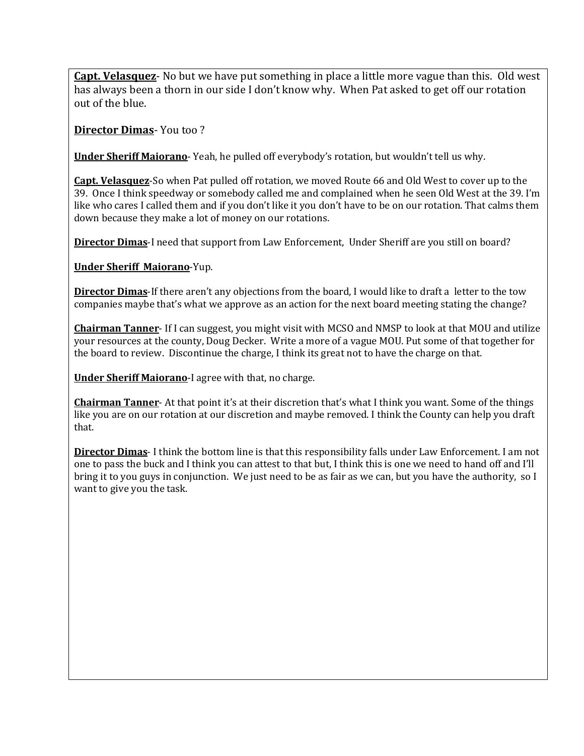**Capt. Velasquez**- No but we have put something in place a little more vague than this. Old west has always been a thorn in our side I don't know why. When Pat asked to get off our rotation out of the blue.

**Director Dimas**- You too ?

**Under Sheriff Maiorano**- Yeah, he pulled off everybody's rotation, but wouldn't tell us why.

**Capt. Velasquez**-So when Pat pulled off rotation, we moved Route 66 and Old West to cover up to the 39. Once I think speedway or somebody called me and complained when he seen Old West at the 39. I'm like who cares I called them and if you don't like it you don't have to be on our rotation. That calms them down because they make a lot of money on our rotations.

**Director Dimas**-I need that support from Law Enforcement, Under Sheriff are you still on board?

**Under Sheriff Maiorano**-Yup.

**Director Dimas**-If there aren't any objections from the board, I would like to draft a letter to the tow companies maybe that's what we approve as an action for the next board meeting stating the change?

**Chairman Tanner**- If I can suggest, you might visit with MCSO and NMSP to look at that MOU and utilize your resources at the county, Doug Decker. Write a more of a vague MOU. Put some of that together for the board to review. Discontinue the charge, I think its great not to have the charge on that.

**Under Sheriff Maiorano**-I agree with that, no charge.

**Chairman Tanner**- At that point it's at their discretion that's what I think you want. Some of the things like you are on our rotation at our discretion and maybe removed. I think the County can help you draft that.

**Director Dimas**- I think the bottom line is that this responsibility falls under Law Enforcement. I am not one to pass the buck and I think you can attest to that but, I think this is one we need to hand off and I'll bring it to you guys in conjunction. We just need to be as fair as we can, but you have the authority, so I want to give you the task.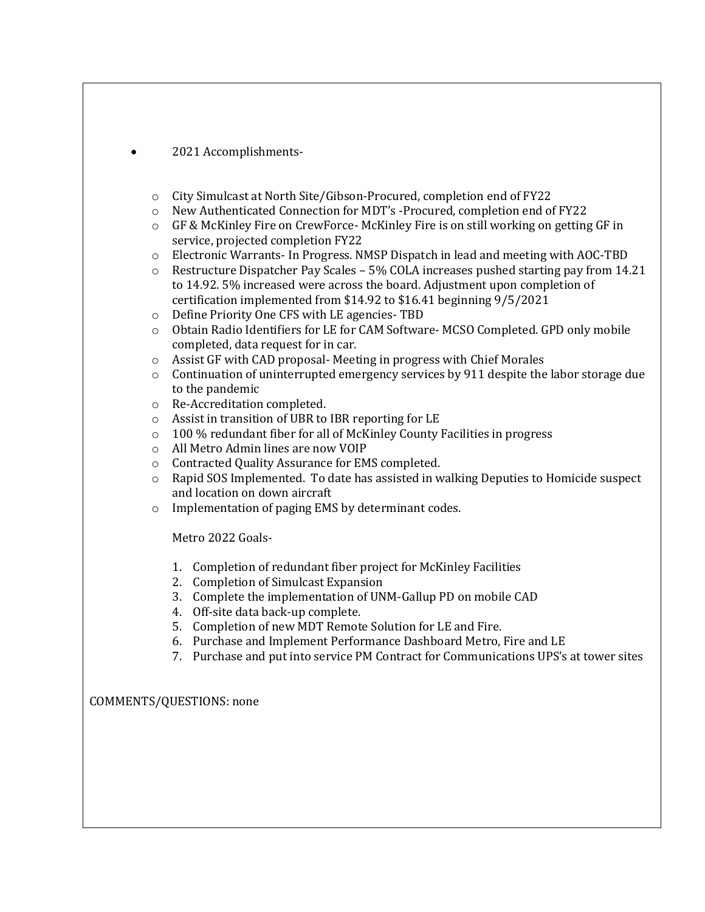- 2021 Accomplishments-

  - City Simulcast at North Site/Gibson-Procured, completion end of FY22
  - New Authenticated Connection for MDT's -Procured, completion end of FY22
  - GF & McKinley Fire on CrewForce- McKinley Fire is on still working on getting GF in service, projected completion FY22
  - Electronic Warrants- In Progress. NMSP Dispatch in lead and meeting with AOC-TBD
  - Restructure Dispatcher Pay Scales – 5% COLA increases pushed starting pay from 14.21 to 14.92. 5% increased were across the board. Adjustment upon completion of certification implemented from $14.92 to $16.41 beginning 9/5/2021
  - Define Priority One CFS with LE agencies- TBD
  - Obtain Radio Identifiers for LE for CAM Software- MCSO Completed. GPD only mobile completed, data request for in car.
  - Assist GF with CAD proposal- Meeting in progress with Chief Morales
  - Continuation of uninterrupted emergency services by 911 despite the labor storage due to the pandemic
  - Re-Accreditation completed.
  - Assist in transition of UBR to IBR reporting for LE
  - 100 % redundant fiber for all of McKinley County Facilities in progress
  - All Metro Admin lines are now VOIP
  - Contracted Quality Assurance for EMS completed.
  - Rapid SOS Implemented. To date has assisted in walking Deputies to Homicide suspect and location on down aircraft
  - Implementation of paging EMS by determinant codes.

  Metro 2022 Goals-

  1. Completion of redundant fiber project for McKinley Facilities
  2. Completion of Simulcast Expansion
  3. Complete the implementation of UNM-Gallup PD on mobile CAD
  4. Off-site data back-up complete.
  5. Completion of new MDT Remote Solution for LE and Fire.
  6. Purchase and Implement Performance Dashboard Metro, Fire and LE
  7. Purchase and put into service PM Contract for Communications UPS's at tower sites

COMMENTS/QUESTIONS: none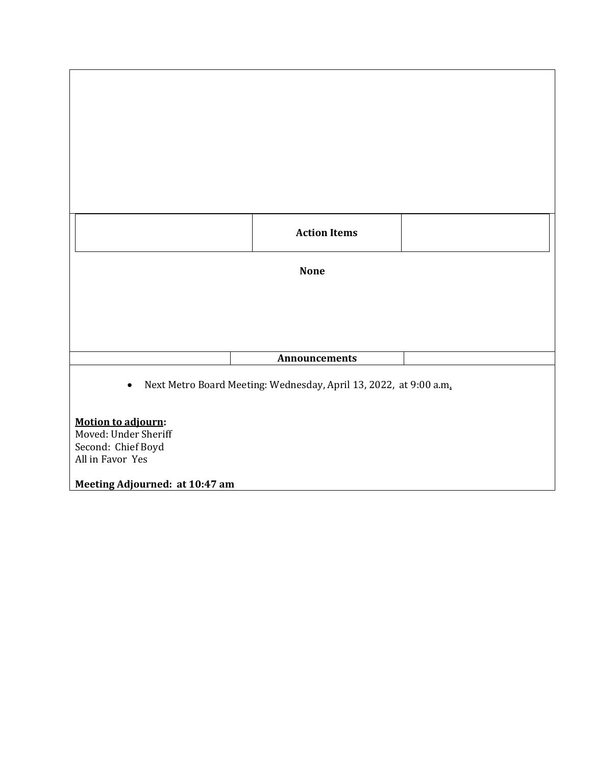| | Action Items | |
|---|---|---|

**None**

| | Announcements | |
|---|---|---|

- Next Metro Board Meeting: Wednesday, April 13, 2022, at 9:00 a.m.

**Motion to adjourn:**
Moved: Under Sheriff
Second: Chief Boyd
All in Favor Yes

**Meeting Adjourned: at 10:47 am**